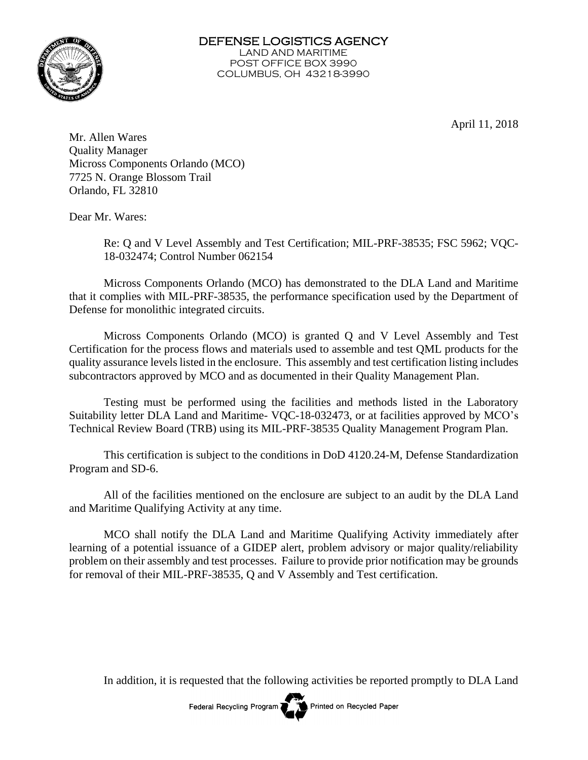# DEFENSE LOGISTICS AGENCY

LAND AND MARITIME
POST OFFICE BOX 3990
COLUMBUS, OH 43218-3990

April 11, 2018

Mr. Allen Wares
Quality Manager
Micross Components Orlando (MCO)
7725 N. Orange Blossom Trail
Orlando, FL 32810

Dear Mr. Wares:

Re: Q and V Level Assembly and Test Certification; MIL-PRF-38535; FSC 5962; VQC-18-032474; Control Number 062154

Micross Components Orlando (MCO) has demonstrated to the DLA Land and Maritime that it complies with MIL-PRF-38535, the performance specification used by the Department of Defense for monolithic integrated circuits.

Micross Components Orlando (MCO) is granted Q and V Level Assembly and Test Certification for the process flows and materials used to assemble and test QML products for the quality assurance levels listed in the enclosure. This assembly and test certification listing includes subcontractors approved by MCO and as documented in their Quality Management Plan.

Testing must be performed using the facilities and methods listed in the Laboratory Suitability letter DLA Land and Maritime- VQC-18-032473, or at facilities approved by MCO's Technical Review Board (TRB) using its MIL-PRF-38535 Quality Management Program Plan.

This certification is subject to the conditions in DoD 4120.24-M, Defense Standardization Program and SD-6.

All of the facilities mentioned on the enclosure are subject to an audit by the DLA Land and Maritime Qualifying Activity at any time.

MCO shall notify the DLA Land and Maritime Qualifying Activity immediately after learning of a potential issuance of a GIDEP alert, problem advisory or major quality/reliability problem on their assembly and test processes. Failure to provide prior notification may be grounds for removal of their MIL-PRF-38535, Q and V Assembly and Test certification.

In addition, it is requested that the following activities be reported promptly to DLA Land

Federal Recycling Program Printed on Recycled Paper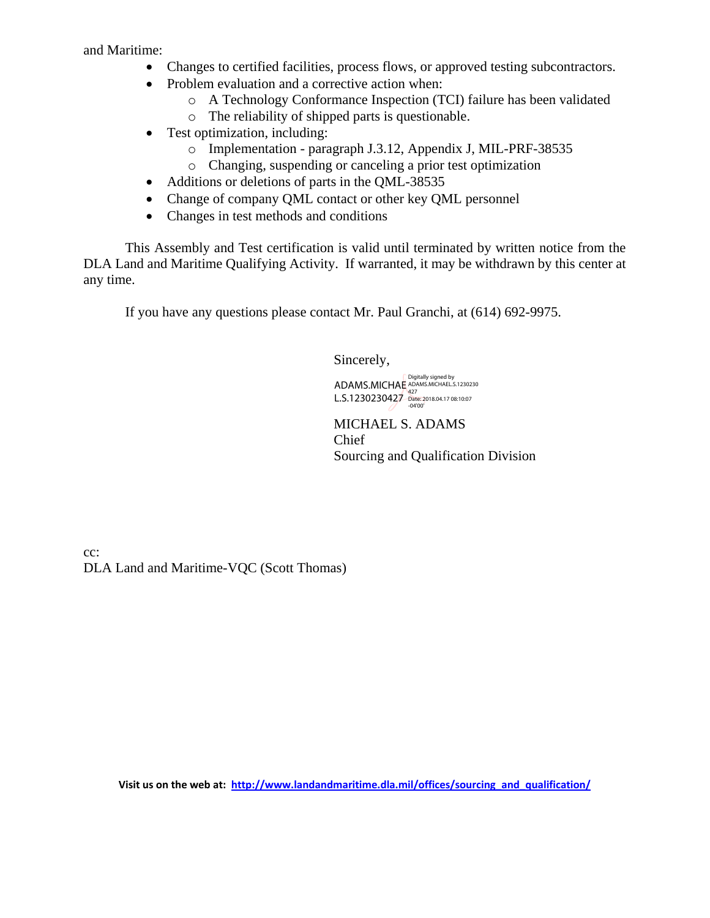and Maritime:

- Changes to certified facilities, process flows, or approved testing subcontractors.
- Problem evaluation and a corrective action when:
  - A Technology Conformance Inspection (TCI) failure has been validated
  - The reliability of shipped parts is questionable.
- Test optimization, including:
  - Implementation - paragraph J.3.12, Appendix J, MIL-PRF-38535
  - Changing, suspending or canceling a prior test optimization
- Additions or deletions of parts in the QML-38535
- Change of company QML contact or other key QML personnel
- Changes in test methods and conditions

This Assembly and Test certification is valid until terminated by written notice from the DLA Land and Maritime Qualifying Activity. If warranted, it may be withdrawn by this center at any time.

If you have any questions please contact Mr. Paul Granchi, at (614) 692-9975.

Sincerely,

ADAMS.MICHAEL.S.1230230427 Digitally signed by ADAMS.MICHAEL.S.1230230427 Date: 2018.04.17 08:10:07 -04'00'

MICHAEL S. ADAMS
Chief
Sourcing and Qualification Division

cc:
DLA Land and Maritime-VQC (Scott Thomas)

**Visit us on the web at: [http://www.landandmaritime.dla.mil/offices/sourcing_and_qualification/](http://www.landandmaritime.dla.mil/offices/sourcing_and_qualification/)**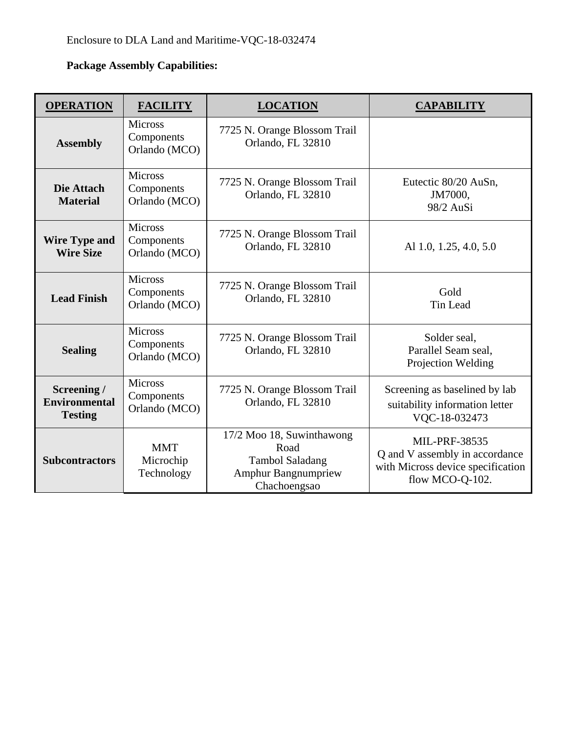Enclosure to DLA Land and Maritime-VQC-18-032474

**Package Assembly Capabilities:**

| OPERATION | FACILITY | LOCATION | CAPABILITY |
|---|---|---|---|
| **Assembly** | Micross Components Orlando (MCO) | 7725 N. Orange Blossom Trail Orlando, FL 32810 | |
| **Die Attach Material** | Micross Components Orlando (MCO) | 7725 N. Orange Blossom Trail Orlando, FL 32810 | Eutectic 80/20 AuSn, JM7000, 98/2 AuSi |
| **Wire Type and Wire Size** | Micross Components Orlando (MCO) | 7725 N. Orange Blossom Trail Orlando, FL 32810 | Al 1.0, 1.25, 4.0, 5.0 |
| **Lead Finish** | Micross Components Orlando (MCO) | 7725 N. Orange Blossom Trail Orlando, FL 32810 | Gold<br>Tin Lead |
| **Sealing** | Micross Components Orlando (MCO) | 7725 N. Orange Blossom Trail Orlando, FL 32810 | Solder seal, Parallel Seam seal, Projection Welding |
| **Screening / Environmental Testing** | Micross Components Orlando (MCO) | 7725 N. Orange Blossom Trail Orlando, FL 32810 | Screening as baselined by lab suitability information letter VQC-18-032473 |
| **Subcontractors** | MMT Microchip Technology | 17/2 Moo 18, Suwinthawong Road Tambol Saladang Amphur Bangnumpriew Chachoengsao | MIL-PRF-38535 Q and V assembly in accordance with Micross device specification flow MCO-Q-102. |